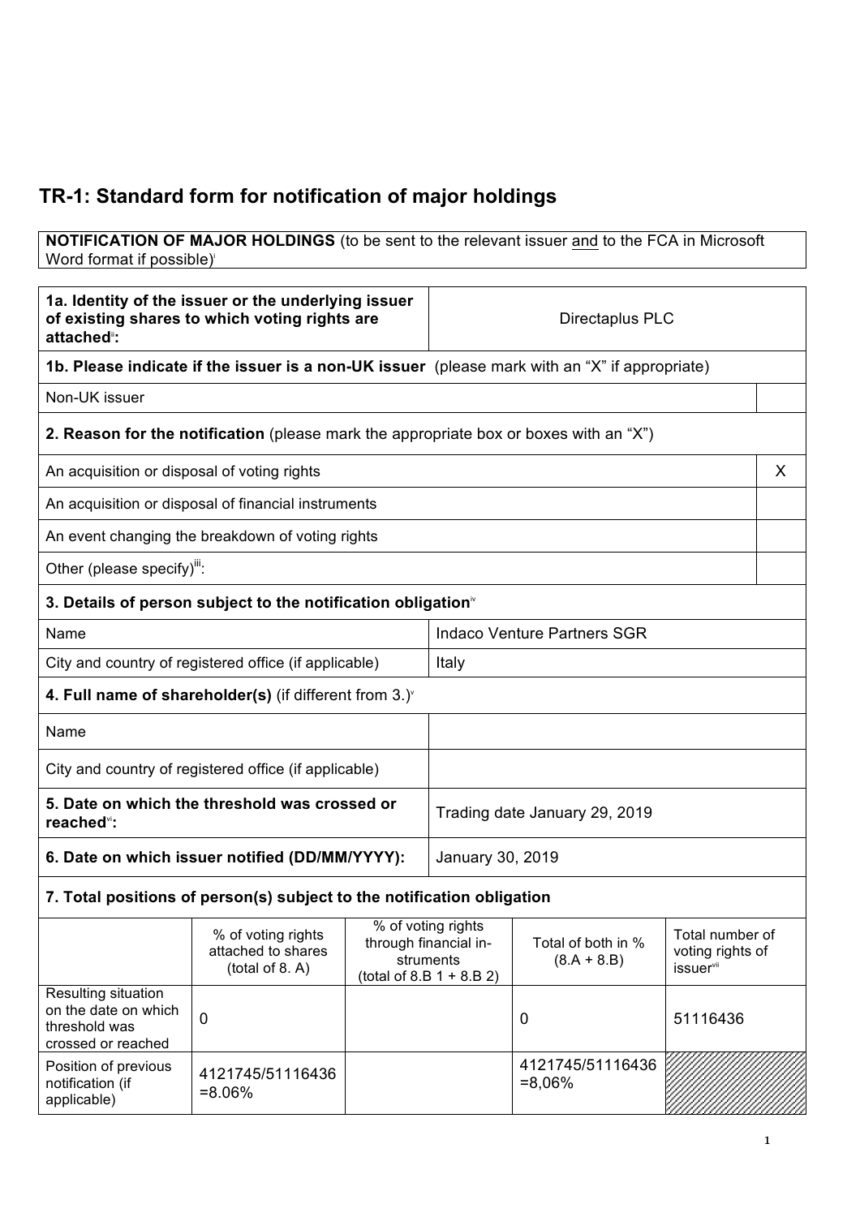# TR-1: Standard form for notification of major holdings

| **NOTIFICATION OF MAJOR HOLDINGS** (to be sent to the relevant issuer and to the FCA in Microsoft Word format if possible)[i] |
|---|

| **1a. Identity of the issuer or the underlying issuer of existing shares to which voting rights are attached**[ii]**:** | Directaplus PLC |
|---|---|

| **1b. Please indicate if the issuer is a non-UK issuer** (please mark with an "X" if appropriate) | |
|---|---|
| Non-UK issuer | |
| **2. Reason for the notification** (please mark the appropriate box or boxes with an "X") | |
| An acquisition or disposal of voting rights | X |
| An acquisition or disposal of financial instruments | |
| An event changing the breakdown of voting rights | |
| Other (please specify)[iii]: | |

| **3. Details of person subject to the notification obligation**[iv] | |
|---|---|
| Name | Indaco Venture Partners SGR |
| City and country of registered office (if applicable) | Italy |
| **4. Full name of shareholder(s)** (if different from 3.)[v] | |
| Name | |
| City and country of registered office (if applicable) | |
| **5. Date on which the threshold was crossed or reached**[vi]**:** | Trading date January 29, 2019 |
| **6. Date on which issuer notified (DD/MM/YYYY):** | January 30, 2019 |

**7. Total positions of person(s) subject to the notification obligation**

| | % of voting rights attached to shares (total of 8. A) | % of voting rights through financial instruments (total of 8.B 1 + 8.B 2) | Total of both in % (8.A + 8.B) | Total number of voting rights of issuer[vii] |
|---|---|---|---|---|
| Resulting situation on the date on which threshold was crossed or reached | 0 | | 0 | 51116436 |
| Position of previous notification (if applicable) | 4121745/51116436 =8.06% | | 4121745/51116436 =8,06% | |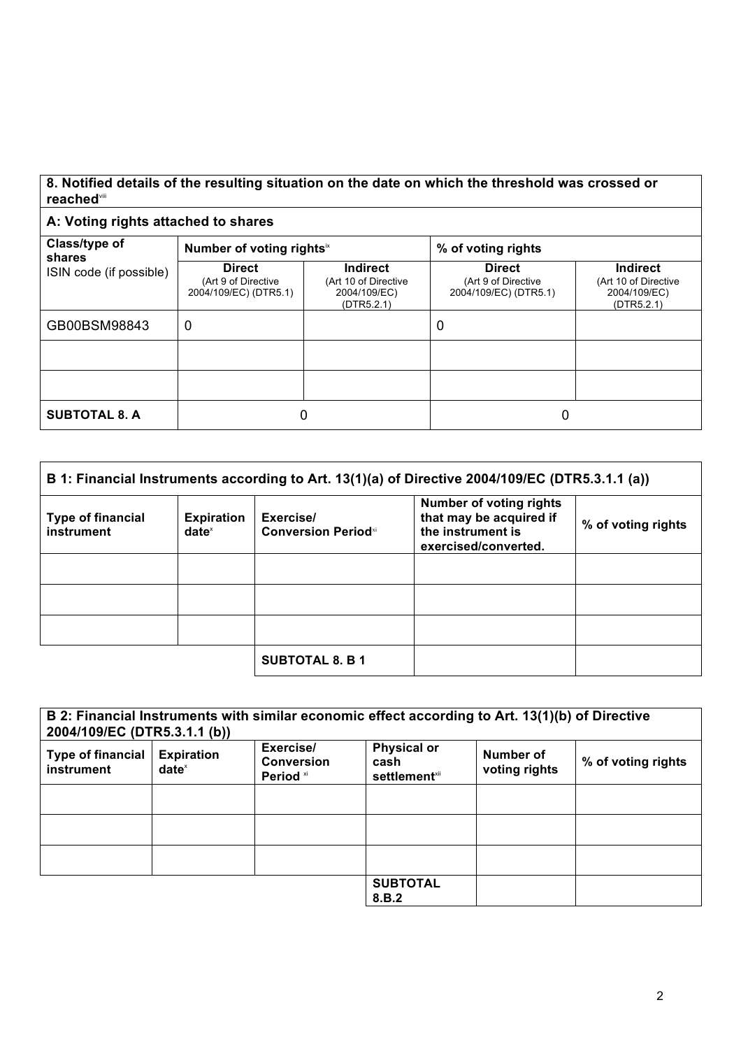## 8. Notified details of the resulting situation on the date on which the threshold was crossed or reached[viii]

### A: Voting rights attached to shares

| Class/type of shares ISIN code (if possible) | Number of voting rights[ix] | | % of voting rights | |
|---|---|---|---|---|
| | **Direct** (Art 9 of Directive 2004/109/EC) (DTR5.1) | **Indirect** (Art 10 of Directive 2004/109/EC) (DTR5.2.1) | **Direct** (Art 9 of Directive 2004/109/EC) (DTR5.1) | **Indirect** (Art 10 of Directive 2004/109/EC) (DTR5.2.1) |
| GB00BSM98843 | 0 | | 0 | |
| | | | | |
| | | | | |
| **SUBTOTAL 8. A** | 0 | | 0 | |

### B 1: Financial Instruments according to Art. 13(1)(a) of Directive 2004/109/EC (DTR5.3.1.1 (a))

| Type of financial instrument | Expiration date[x] | Exercise/ Conversion Period[xi] | Number of voting rights that may be acquired if the instrument is exercised/converted. | % of voting rights |
|---|---|---|---|---|
| | | | | |
| | | | | |
| | | | | |
| | | **SUBTOTAL 8. B 1** | | |

### B 2: Financial Instruments with similar economic effect according to Art. 13(1)(b) of Directive 2004/109/EC (DTR5.3.1.1 (b))

| Type of financial instrument | Expiration date[x] | Exercise/ Conversion Period [xi] | Physical or cash settlement[xii] | Number of voting rights | % of voting rights |
|---|---|---|---|---|---|
| | | | | | |
| | | | | | |
| | | | | | |
| | | | **SUBTOTAL 8.B.2** | | |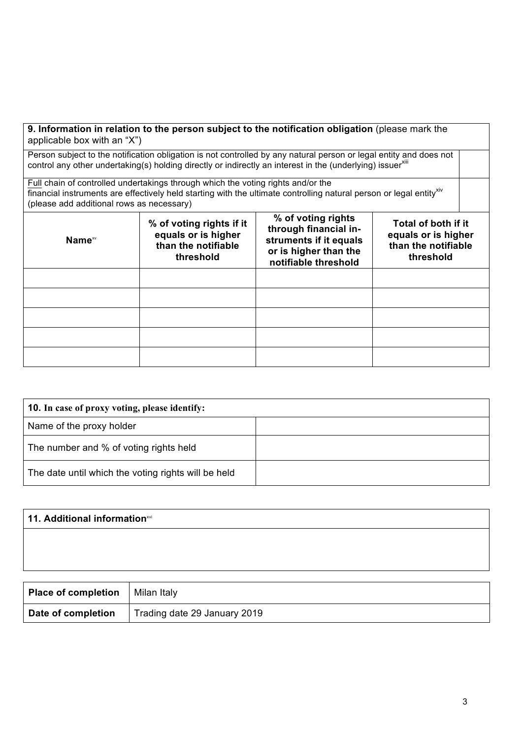| **9. Information in relation to the person subject to the notification obligation** (please mark the applicable box with an "X") | | | | |
| --- | --- | --- | --- | --- |
| Person subject to the notification obligation is not controlled by any natural person or legal entity and does not control any other undertaking(s) holding directly or indirectly an interest in the (underlying) issuer[xiii] | | | | |
| Full chain of controlled undertakings through which the voting rights and/or the financial instruments are effectively held starting with the ultimate controlling natural person or legal entity[xiv] (please add additional rows as necessary) | | | | |
| **Name**[xv] | **% of voting rights if it equals or is higher than the notifiable threshold** | **% of voting rights through financial instruments if it equals or is higher than the notifiable threshold** | **Total of both if it equals or is higher than the notifiable threshold** | |
| | | | | |
| | | | | |
| | | | | |
| | | | | |
| | | | | |

| **10. In case of proxy voting, please identify:** | |
| --- | --- |
| Name of the proxy holder | |
| The number and % of voting rights held | |
| The date until which the voting rights will be held | |

| **11. Additional information**[xvi] |
| --- |
| |

| **Place of completion** | Milan Italy |
| --- | --- |
| **Date of completion** | Trading date 29 January 2019 |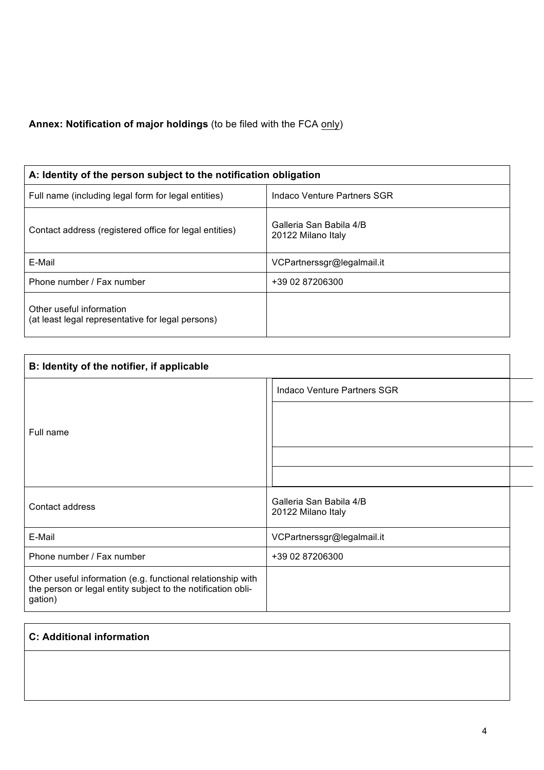**Annex: Notification of major holdings** (to be filed with the FCA only)

| A: Identity of the person subject to the notification obligation | |
|---|---|
| Full name (including legal form for legal entities) | Indaco Venture Partners SGR |
| Contact address (registered office for legal entities) | Galleria San Babila 4/B<br>20122 Milano Italy |
| E-Mail | VCPartnerssgr@legalmail.it |
| Phone number / Fax number | +39 02 87206300 |
| Other useful information<br>(at least legal representative for legal persons) | |

| B: Identity of the notifier, if applicable | |
|---|---|
| Full name | Indaco Venture Partners SGR |
| | |
| | |
| | |
| Contact address | Galleria San Babila 4/B<br>20122 Milano Italy |
| E-Mail | VCPartnerssgr@legalmail.it |
| Phone number / Fax number | +39 02 87206300 |
| Other useful information (e.g. functional relationship with the person or legal entity subject to the notification obligation) | |

| C: Additional information |
|---|
| |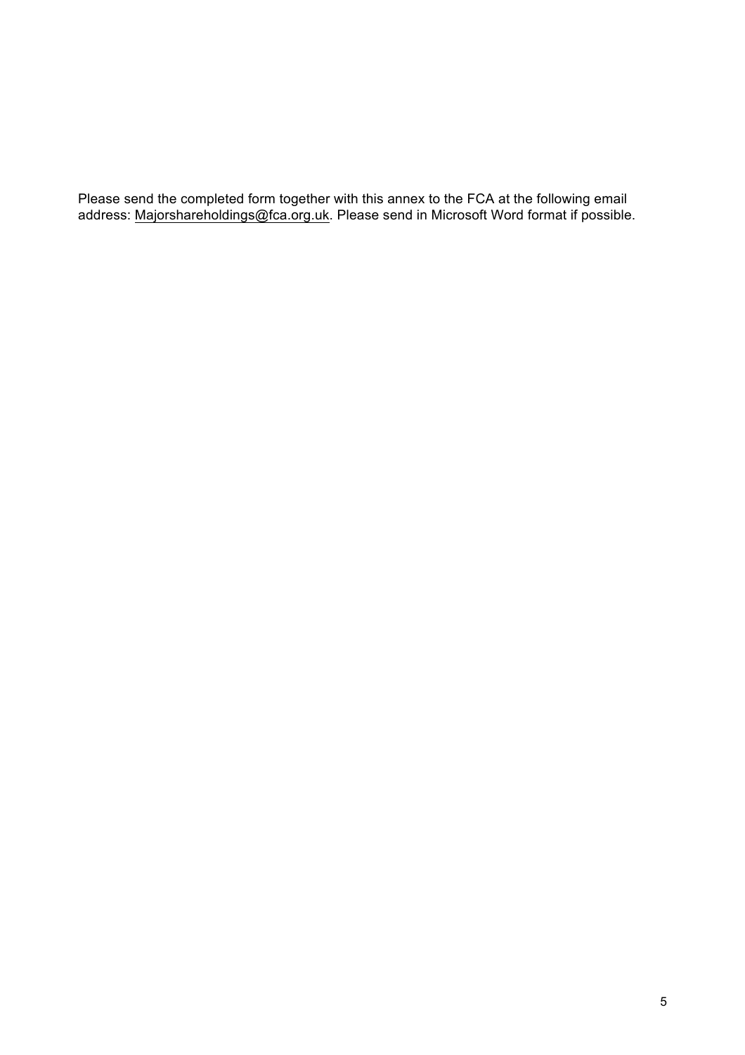Please send the completed form together with this annex to the FCA at the following email address: Majorshareholdings@fca.org.uk. Please send in Microsoft Word format if possible.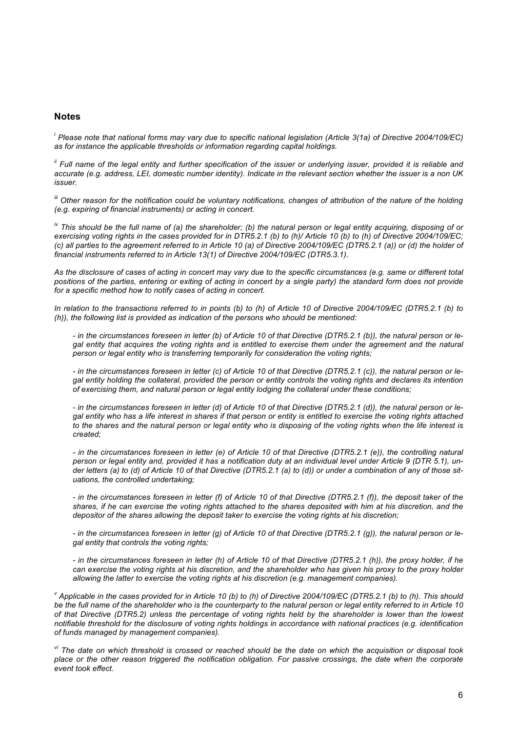## Notes

[i] *Please note that national forms may vary due to specific national legislation (Article 3(1a) of Directive 2004/109/EC) as for instance the applicable thresholds or information regarding capital holdings.*

[ii] *Full name of the legal entity and further specification of the issuer or underlying issuer, provided it is reliable and accurate (e.g. address, LEI, domestic number identity). Indicate in the relevant section whether the issuer is a non UK issuer.*

[iii] *Other reason for the notification could be voluntary notifications, changes of attribution of the nature of the holding (e.g. expiring of financial instruments) or acting in concert.*

[iv] *This should be the full name of (a) the shareholder; (b) the natural person or legal entity acquiring, disposing of or exercising voting rights in the cases provided for in DTR5.2.1 (b) to (h)/ Article 10 (b) to (h) of Directive 2004/109/EC; (c) all parties to the agreement referred to in Article 10 (a) of Directive 2004/109/EC (DTR5.2.1 (a)) or (d) the holder of financial instruments referred to in Article 13(1) of Directive 2004/109/EC (DTR5.3.1).*

*As the disclosure of cases of acting in concert may vary due to the specific circumstances (e.g. same or different total positions of the parties, entering or exiting of acting in concert by a single party) the standard form does not provide for a specific method how to notify cases of acting in concert.*

*In relation to the transactions referred to in points (b) to (h) of Article 10 of Directive 2004/109/EC (DTR5.2.1 (b) to (h)), the following list is provided as indication of the persons who should be mentioned:*

- *in the circumstances foreseen in letter (b) of Article 10 of that Directive (DTR5.2.1 (b)), the natural person or legal entity that acquires the voting rights and is entitled to exercise them under the agreement and the natural person or legal entity who is transferring temporarily for consideration the voting rights;*

- *in the circumstances foreseen in letter (c) of Article 10 of that Directive (DTR5.2.1 (c)), the natural person or legal entity holding the collateral, provided the person or entity controls the voting rights and declares its intention of exercising them, and natural person or legal entity lodging the collateral under these conditions;*

- *in the circumstances foreseen in letter (d) of Article 10 of that Directive (DTR5.2.1 (d)), the natural person or legal entity who has a life interest in shares if that person or entity is entitled to exercise the voting rights attached to the shares and the natural person or legal entity who is disposing of the voting rights when the life interest is created;*

- *in the circumstances foreseen in letter (e) of Article 10 of that Directive (DTR5.2.1 (e)), the controlling natural person or legal entity and, provided it has a notification duty at an individual level under Article 9 (DTR 5.1), under letters (a) to (d) of Article 10 of that Directive (DTR5.2.1 (a) to (d)) or under a combination of any of those situations, the controlled undertaking;*

- *in the circumstances foreseen in letter (f) of Article 10 of that Directive (DTR5.2.1 (f)), the deposit taker of the shares, if he can exercise the voting rights attached to the shares deposited with him at his discretion, and the depositor of the shares allowing the deposit taker to exercise the voting rights at his discretion;*

- *in the circumstances foreseen in letter (g) of Article 10 of that Directive (DTR5.2.1 (g)), the natural person or legal entity that controls the voting rights;*

- *in the circumstances foreseen in letter (h) of Article 10 of that Directive (DTR5.2.1 (h)), the proxy holder, if he can exercise the voting rights at his discretion, and the shareholder who has given his proxy to the proxy holder allowing the latter to exercise the voting rights at his discretion (e.g. management companies).*

[v] *Applicable in the cases provided for in Article 10 (b) to (h) of Directive 2004/109/EC (DTR5.2.1 (b) to (h). This should be the full name of the shareholder who is the counterparty to the natural person or legal entity referred to in Article 10 of that Directive (DTR5.2) unless the percentage of voting rights held by the shareholder is lower than the lowest notifiable threshold for the disclosure of voting rights holdings in accordance with national practices (e.g. identification of funds managed by management companies).*

[vi] *The date on which threshold is crossed or reached should be the date on which the acquisition or disposal took place or the other reason triggered the notification obligation. For passive crossings, the date when the corporate event took effect.*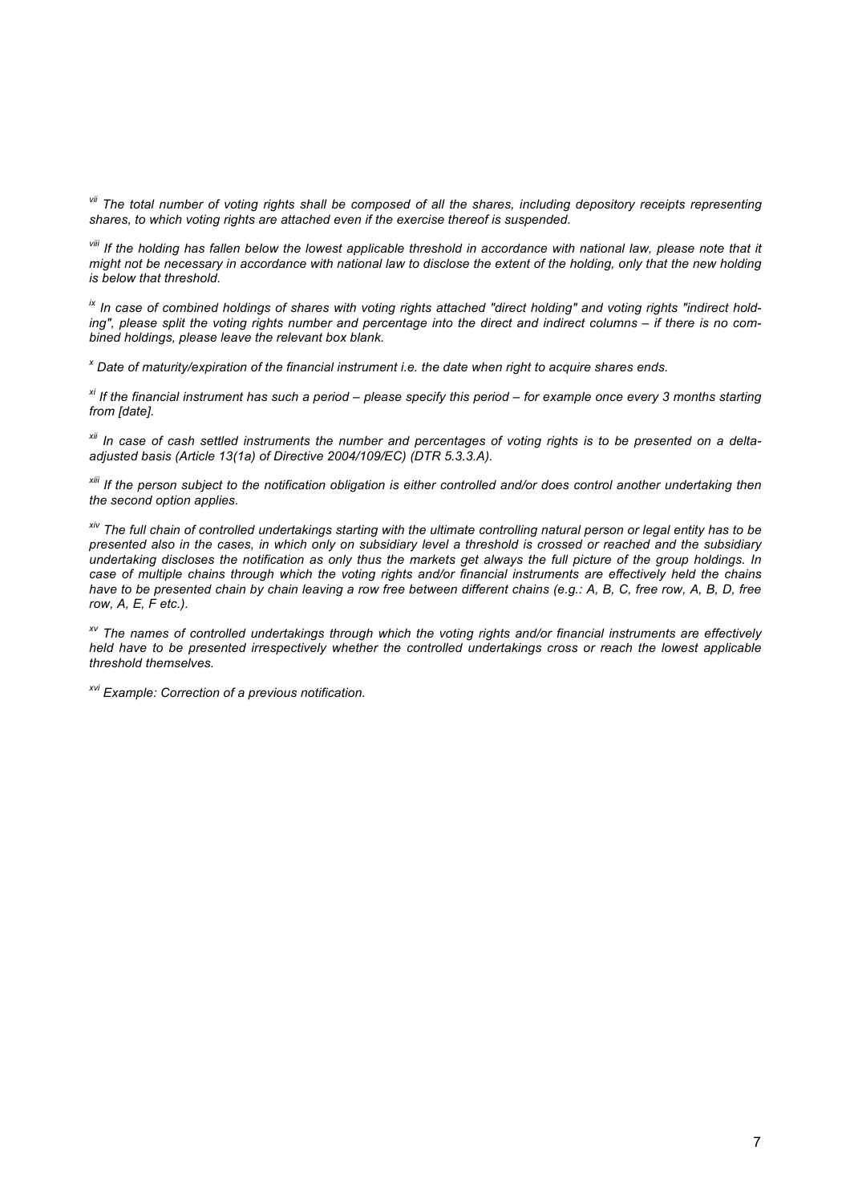*[vii] The total number of voting rights shall be composed of all the shares, including depository receipts representing shares, to which voting rights are attached even if the exercise thereof is suspended.*

*[viii] If the holding has fallen below the lowest applicable threshold in accordance with national law, please note that it might not be necessary in accordance with national law to disclose the extent of the holding, only that the new holding is below that threshold.*

*[ix] In case of combined holdings of shares with voting rights attached "direct holding" and voting rights "indirect holding", please split the voting rights number and percentage into the direct and indirect columns – if there is no combined holdings, please leave the relevant box blank.*

*[x] Date of maturity/expiration of the financial instrument i.e. the date when right to acquire shares ends.*

*[xi] If the financial instrument has such a period – please specify this period – for example once every 3 months starting from [date].*

*[xii] In case of cash settled instruments the number and percentages of voting rights is to be presented on a delta-adjusted basis (Article 13(1a) of Directive 2004/109/EC) (DTR 5.3.3.A).*

*[xiii] If the person subject to the notification obligation is either controlled and/or does control another undertaking then the second option applies.*

*[xiv] The full chain of controlled undertakings starting with the ultimate controlling natural person or legal entity has to be presented also in the cases, in which only on subsidiary level a threshold is crossed or reached and the subsidiary undertaking discloses the notification as only thus the markets get always the full picture of the group holdings. In case of multiple chains through which the voting rights and/or financial instruments are effectively held the chains have to be presented chain by chain leaving a row free between different chains (e.g.: A, B, C, free row, A, B, D, free row, A, E, F etc.).*

*[xv] The names of controlled undertakings through which the voting rights and/or financial instruments are effectively held have to be presented irrespectively whether the controlled undertakings cross or reach the lowest applicable threshold themselves.*

*[xvi] Example: Correction of a previous notification.*